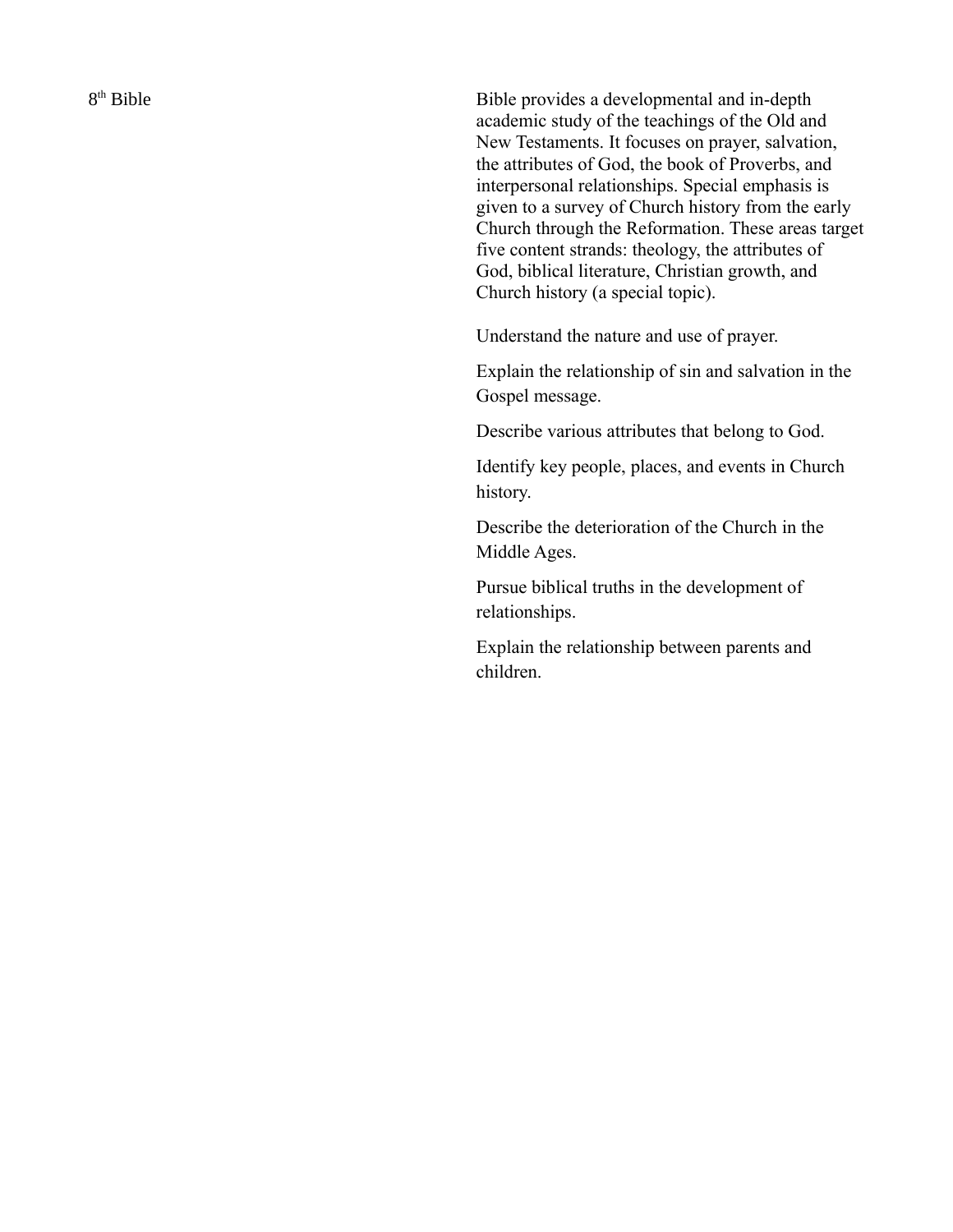8th Bible

Bible provides a developmental and in-depth academic study of the teachings of the Old and New Testaments. It focuses on prayer, salvation, the attributes of God, the book of Proverbs, and interpersonal relationships. Special emphasis is given to a survey of Church history from the early Church through the Reformation. These areas target five content strands: theology, the attributes of God, biblical literature, Christian growth, and Church history (a special topic).

Understand the nature and use of prayer.

Explain the relationship of sin and salvation in the Gospel message.

Describe various attributes that belong to God.

Identify key people, places, and events in Church history.

Describe the deterioration of the Church in the Middle Ages.

Pursue biblical truths in the development of relationships.

Explain the relationship between parents and children.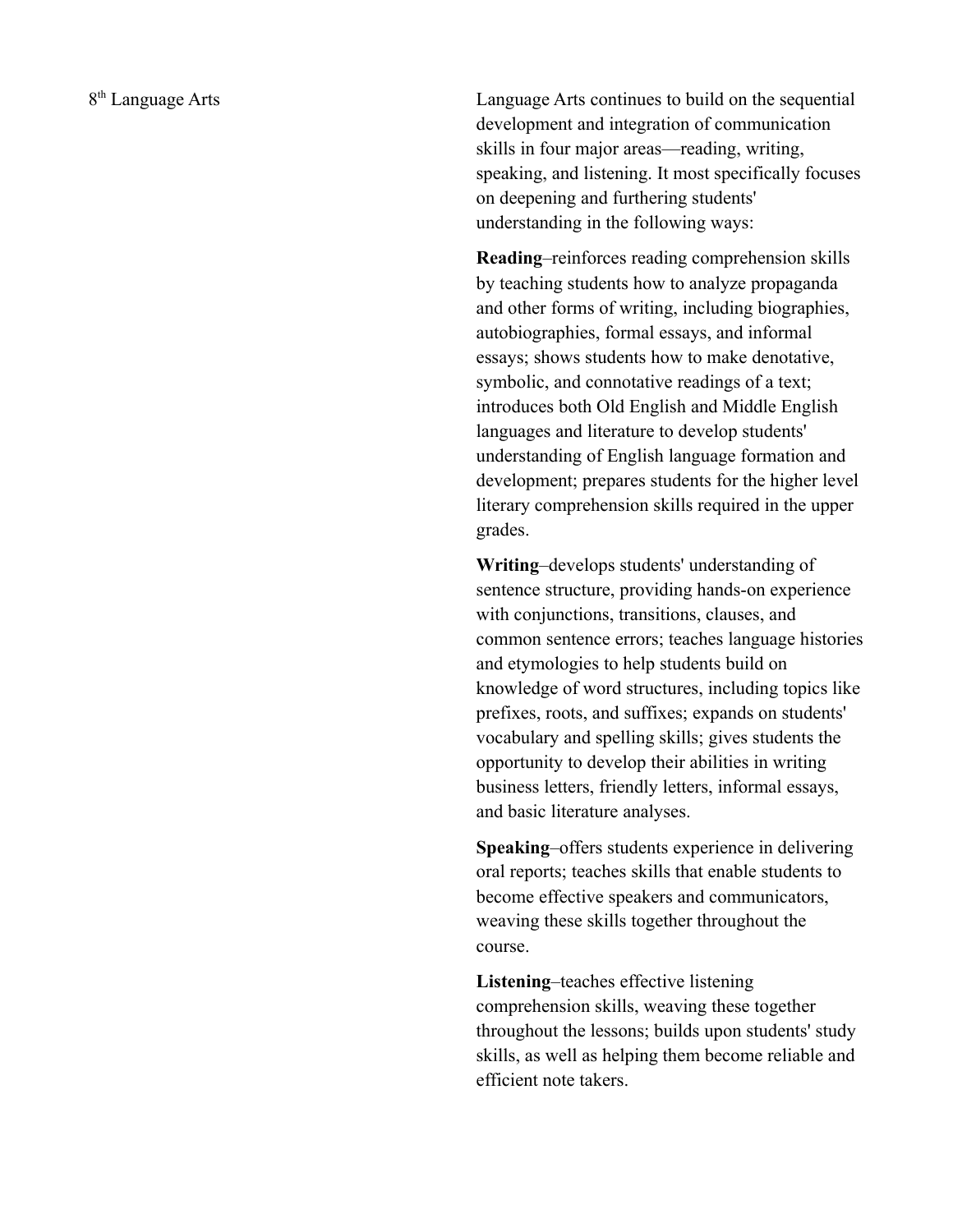8th Language Arts

Language Arts continues to build on the sequential development and integration of communication skills in four major areas—reading, writing, speaking, and listening. It most specifically focuses on deepening and furthering students' understanding in the following ways:

**Reading**–reinforces reading comprehension skills by teaching students how to analyze propaganda and other forms of writing, including biographies, autobiographies, formal essays, and informal essays; shows students how to make denotative, symbolic, and connotative readings of a text; introduces both Old English and Middle English languages and literature to develop students' understanding of English language formation and development; prepares students for the higher level literary comprehension skills required in the upper grades.

**Writing**–develops students' understanding of sentence structure, providing hands-on experience with conjunctions, transitions, clauses, and common sentence errors; teaches language histories and etymologies to help students build on knowledge of word structures, including topics like prefixes, roots, and suffixes; expands on students' vocabulary and spelling skills; gives students the opportunity to develop their abilities in writing business letters, friendly letters, informal essays, and basic literature analyses.

**Speaking**–offers students experience in delivering oral reports; teaches skills that enable students to become effective speakers and communicators, weaving these skills together throughout the course.

**Listening**–teaches effective listening comprehension skills, weaving these together throughout the lessons; builds upon students' study skills, as well as helping them become reliable and efficient note takers.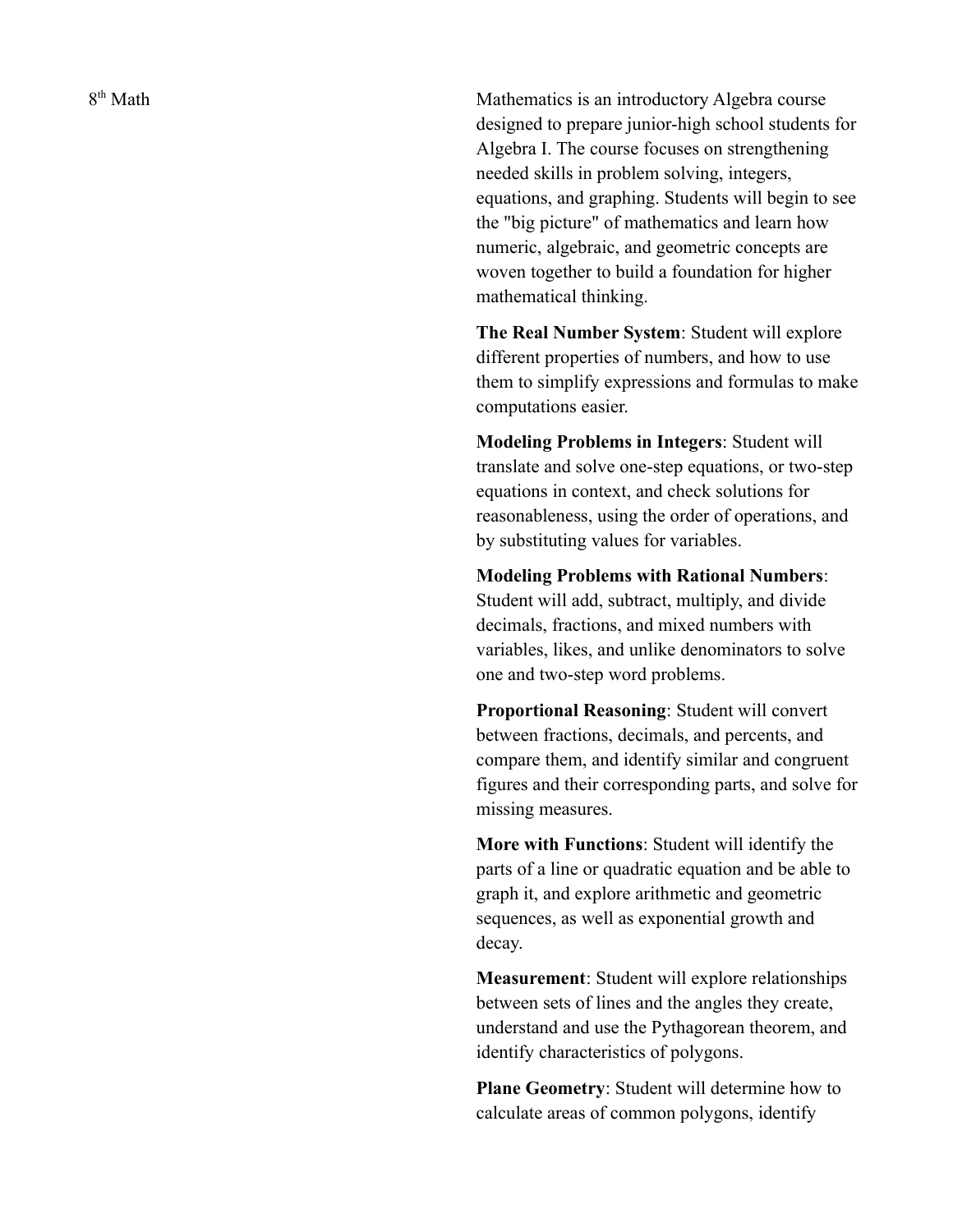8th Math

Mathematics is an introductory Algebra course designed to prepare junior-high school students for Algebra I. The course focuses on strengthening needed skills in problem solving, integers, equations, and graphing. Students will begin to see the "big picture" of mathematics and learn how numeric, algebraic, and geometric concepts are woven together to build a foundation for higher mathematical thinking.

**The Real Number System**: Student will explore different properties of numbers, and how to use them to simplify expressions and formulas to make computations easier.

**Modeling Problems in Integers**: Student will translate and solve one-step equations, or two-step equations in context, and check solutions for reasonableness, using the order of operations, and by substituting values for variables.

**Modeling Problems with Rational Numbers**: Student will add, subtract, multiply, and divide decimals, fractions, and mixed numbers with variables, likes, and unlike denominators to solve one and two-step word problems.

**Proportional Reasoning**: Student will convert between fractions, decimals, and percents, and compare them, and identify similar and congruent figures and their corresponding parts, and solve for missing measures.

**More with Functions**: Student will identify the parts of a line or quadratic equation and be able to graph it, and explore arithmetic and geometric sequences, as well as exponential growth and decay.

**Measurement**: Student will explore relationships between sets of lines and the angles they create, understand and use the Pythagorean theorem, and identify characteristics of polygons.

**Plane Geometry**: Student will determine how to calculate areas of common polygons, identify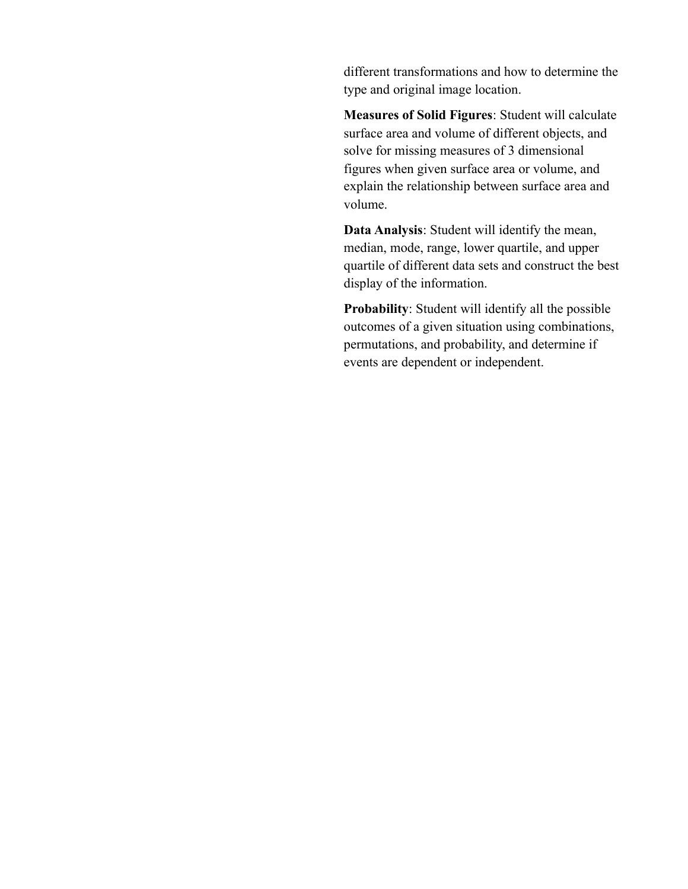different transformations and how to determine the type and original image location.

**Measures of Solid Figures**: Student will calculate surface area and volume of different objects, and solve for missing measures of 3 dimensional figures when given surface area or volume, and explain the relationship between surface area and volume.

**Data Analysis**: Student will identify the mean, median, mode, range, lower quartile, and upper quartile of different data sets and construct the best display of the information.

**Probability**: Student will identify all the possible outcomes of a given situation using combinations, permutations, and probability, and determine if events are dependent or independent.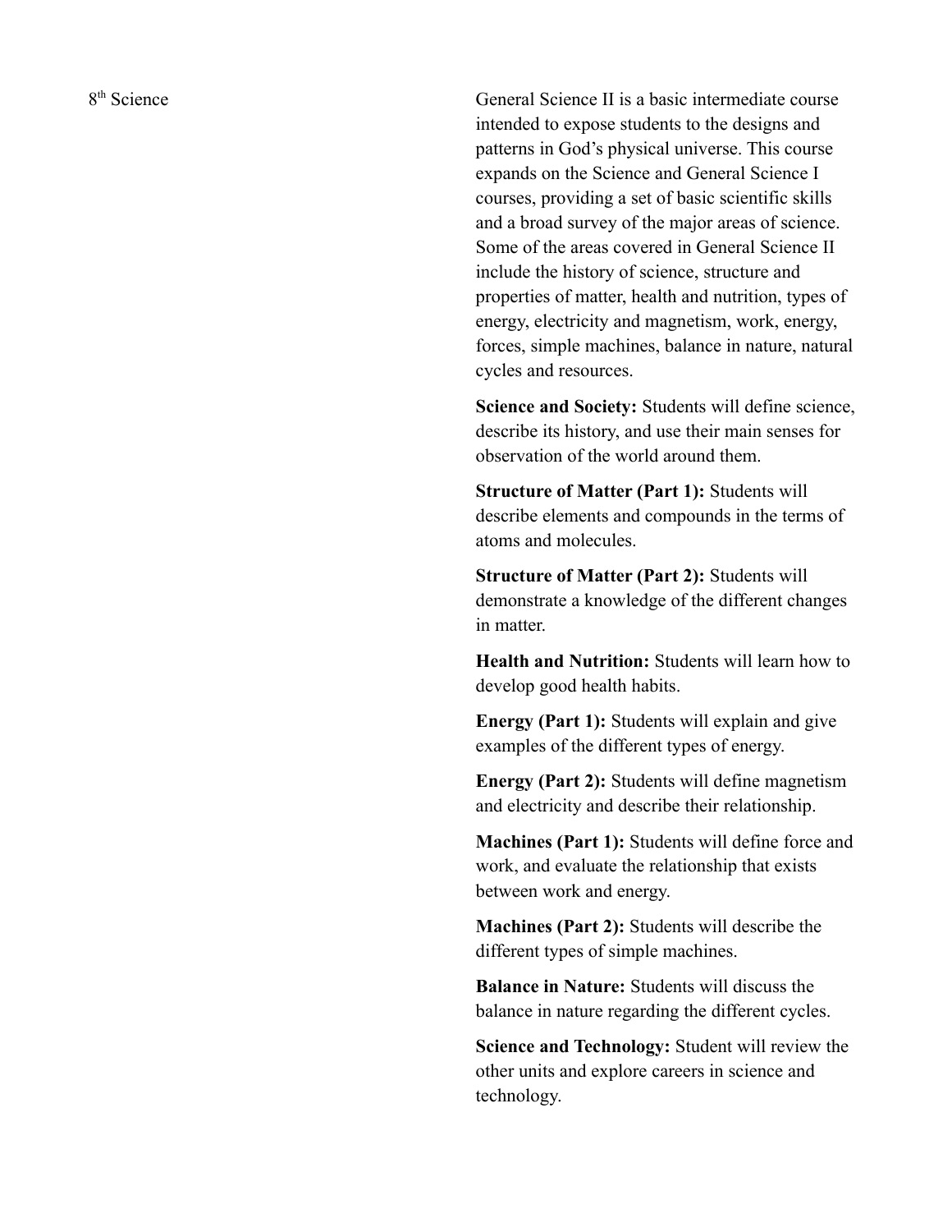8th Science

General Science II is a basic intermediate course intended to expose students to the designs and patterns in God's physical universe. This course expands on the Science and General Science I courses, providing a set of basic scientific skills and a broad survey of the major areas of science. Some of the areas covered in General Science II include the history of science, structure and properties of matter, health and nutrition, types of energy, electricity and magnetism, work, energy, forces, simple machines, balance in nature, natural cycles and resources.

**Science and Society:** Students will define science, describe its history, and use their main senses for observation of the world around them.

**Structure of Matter (Part 1):** Students will describe elements and compounds in the terms of atoms and molecules.

**Structure of Matter (Part 2):** Students will demonstrate a knowledge of the different changes in matter.

**Health and Nutrition:** Students will learn how to develop good health habits.

**Energy (Part 1):** Students will explain and give examples of the different types of energy.

**Energy (Part 2):** Students will define magnetism and electricity and describe their relationship.

**Machines (Part 1):** Students will define force and work, and evaluate the relationship that exists between work and energy.

**Machines (Part 2):** Students will describe the different types of simple machines.

**Balance in Nature:** Students will discuss the balance in nature regarding the different cycles.

**Science and Technology:** Student will review the other units and explore careers in science and technology.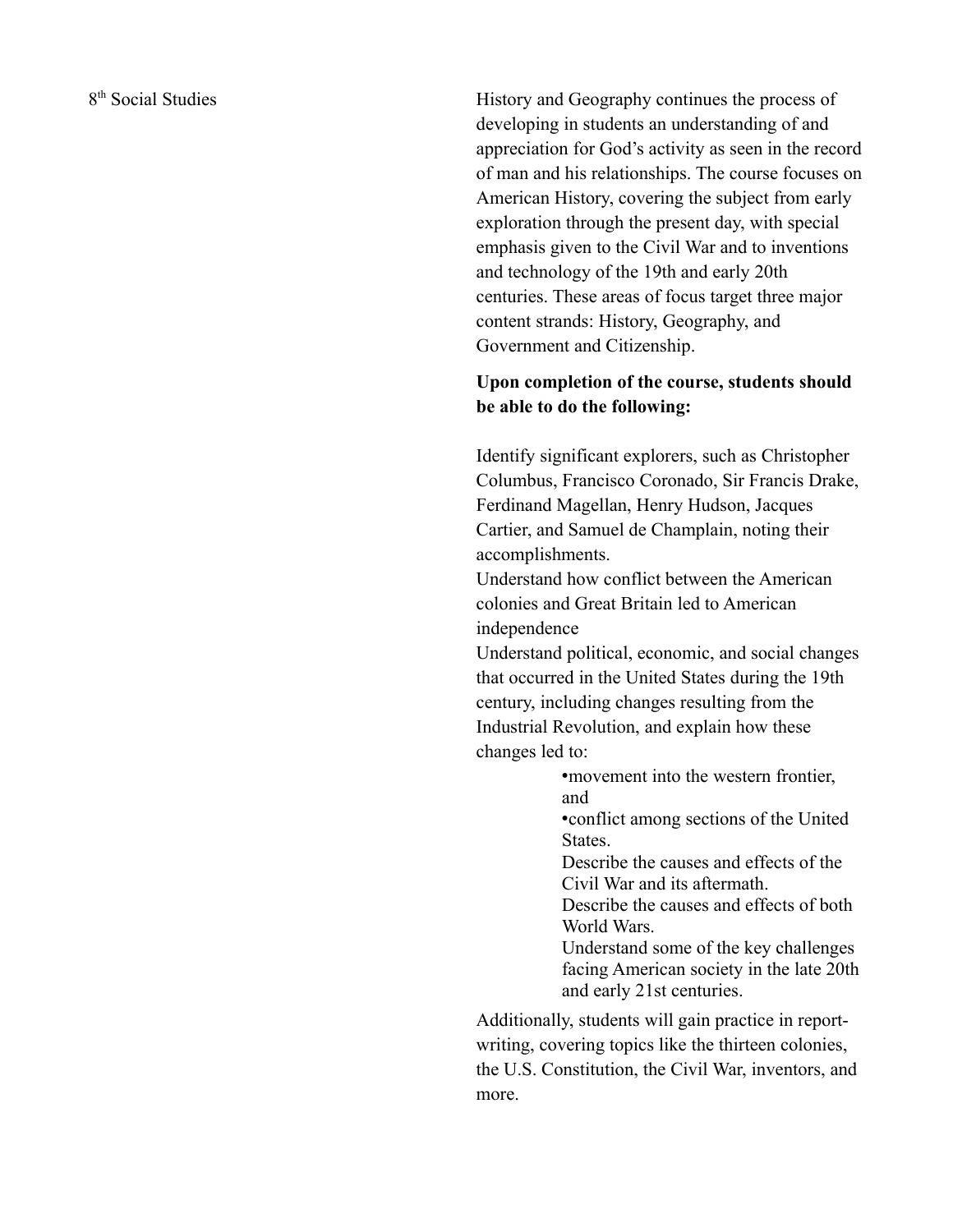8th Social Studies

History and Geography continues the process of developing in students an understanding of and appreciation for God's activity as seen in the record of man and his relationships. The course focuses on American History, covering the subject from early exploration through the present day, with special emphasis given to the Civil War and to inventions and technology of the 19th and early 20th centuries. These areas of focus target three major content strands: History, Geography, and Government and Citizenship.

**Upon completion of the course, students should be able to do the following:**

Identify significant explorers, such as Christopher Columbus, Francisco Coronado, Sir Francis Drake, Ferdinand Magellan, Henry Hudson, Jacques Cartier, and Samuel de Champlain, noting their accomplishments.

Understand how conflict between the American colonies and Great Britain led to American independence

Understand political, economic, and social changes that occurred in the United States during the 19th century, including changes resulting from the Industrial Revolution, and explain how these changes led to:

- movement into the western frontier, and
- conflict among sections of the United States.

Describe the causes and effects of the Civil War and its aftermath.

Describe the causes and effects of both World Wars.

Understand some of the key challenges facing American society in the late 20th and early 21st centuries.

Additionally, students will gain practice in report-writing, covering topics like the thirteen colonies, the U.S. Constitution, the Civil War, inventors, and more.